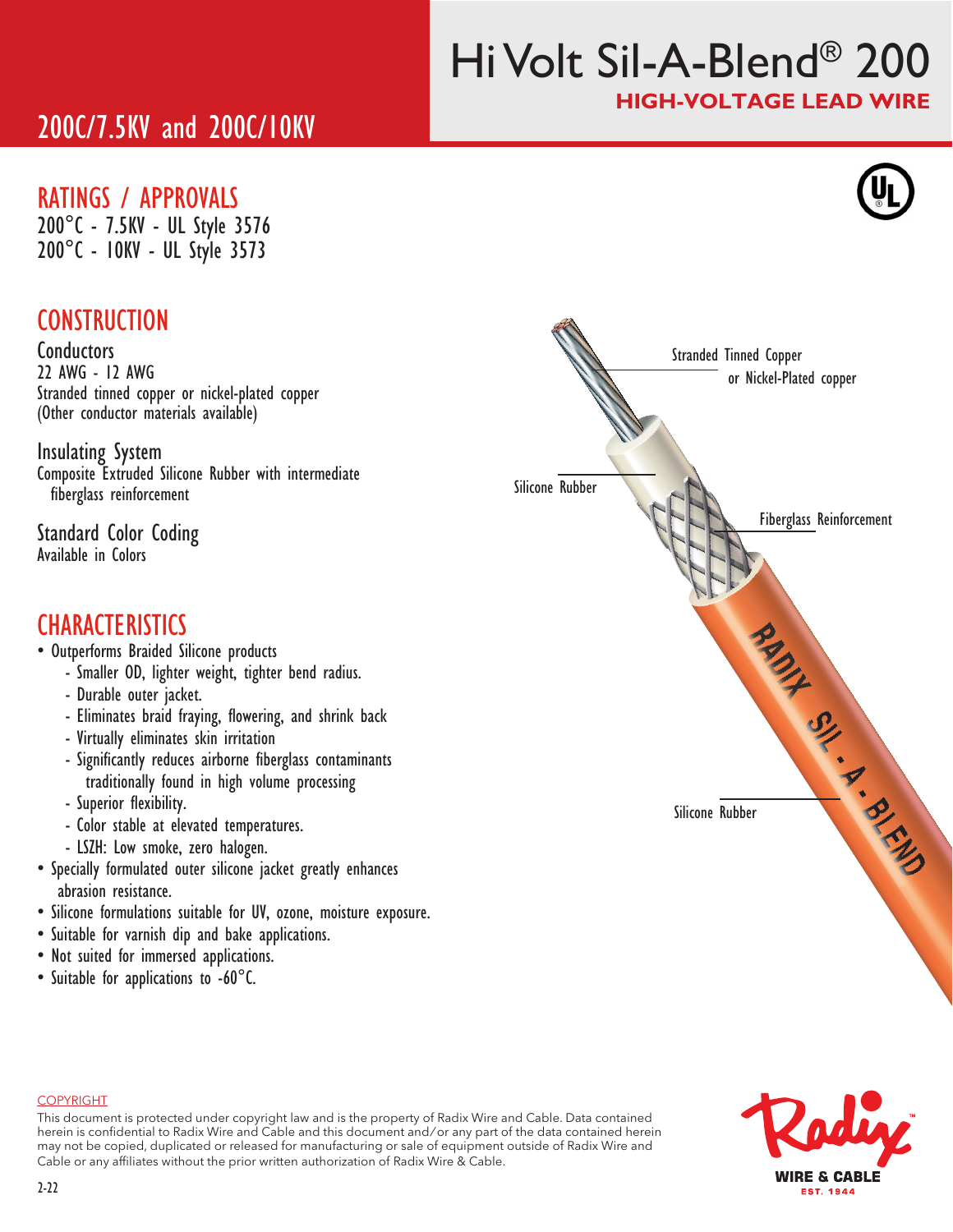# Hi Volt Sil-A-Blend® 200

**HIGH-VOLTAGE LEAD WIRE**

## 200C/7.5KV and 200C/10KV

## RATINGS / APPROVALS

200°C - 7.5KV - UL Style 3576
200°C - 10KV - UL Style 3573

## CONSTRUCTION

### Conductors

22 AWG - 12 AWG
Stranded tinned copper or nickel-plated copper
(Other conductor materials available)

### Insulating System

Composite Extruded Silicone Rubber with intermediate fiberglass reinforcement

### Standard Color Coding

Available in Colors

## CHARACTERISTICS

- Outperforms Braided Silicone products
  - Smaller OD, lighter weight, tighter bend radius.
  - Durable outer jacket.
  - Eliminates braid fraying, flowering, and shrink back
  - Virtually eliminates skin irritation
  - Significantly reduces airborne fiberglass contaminants traditionally found in high volume processing
  - Superior flexibility.
  - Color stable at elevated temperatures.
  - LSZH: Low smoke, zero halogen.
- Specially formulated outer silicone jacket greatly enhances abrasion resistance.
- Silicone formulations suitable for UV, ozone, moisture exposure.
- Suitable for varnish dip and bake applications.
- Not suited for immersed applications.
- Suitable for applications to -60°C.

Stranded Tinned Copper or Nickel-Plated copper

Silicone Rubber

Fiberglass Reinforcement

Silicone Rubber

RADIX SIL - A - BLEND

COPYRIGHT

This document is protected under copyright law and is the property of Radix Wire and Cable. Data contained herein is confidential to Radix Wire and Cable and this document and/or any part of the data contained herein may not be copied, duplicated or released for manufacturing or sale of equipment outside of Radix Wire and Cable or any affiliates without the prior written authorization of Radix Wire & Cable.

2-22

Radix™ WIRE & CABLE EST. 1944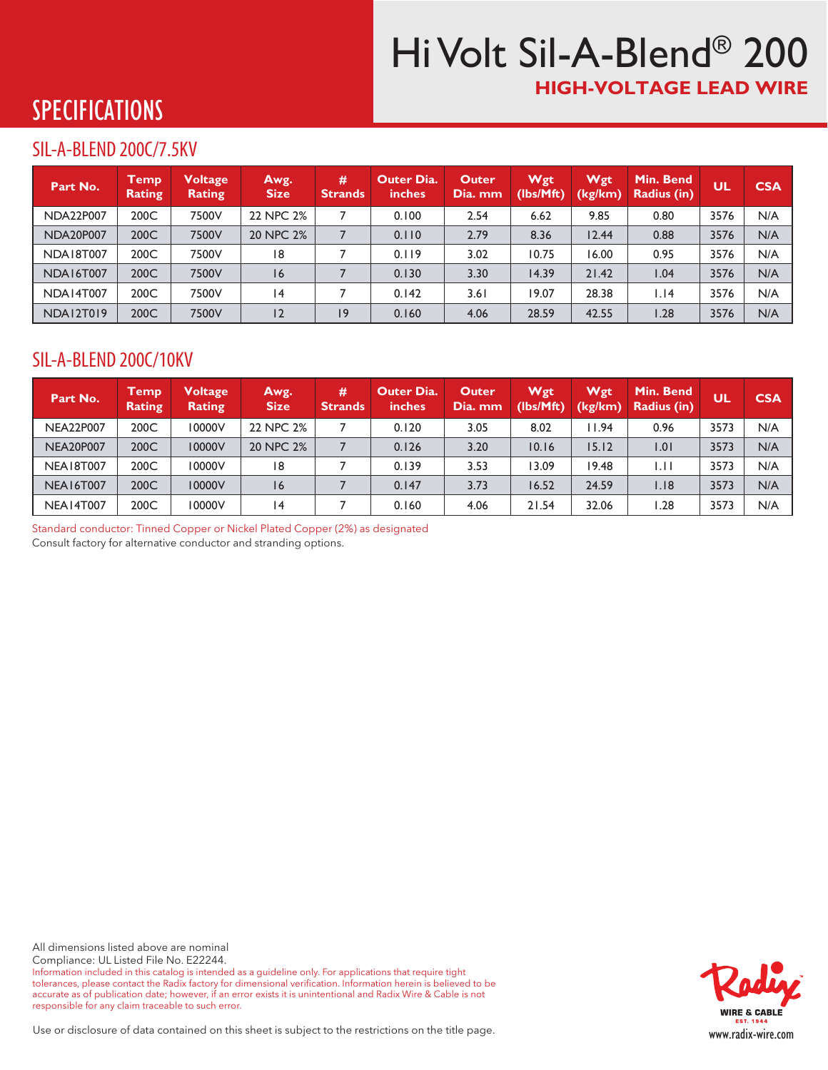# Hi Volt Sil-A-Blend® 200

**HIGH-VOLTAGE LEAD WIRE**

## SPECIFICATIONS

### SIL-A-BLEND 200C/7.5KV

| Part No. | Temp Rating | Voltage Rating | Awg. Size | # Strands | Outer Dia. inches | Outer Dia. mm | Wgt (lbs/Mft) | Wgt (kg/km) | Min. Bend Radius (in) | UL | CSA |
|---|---|---|---|---|---|---|---|---|---|---|---|
| NDA22P007 | 200C | 7500V | 22 NPC 2% | 7 | 0.100 | 2.54 | 6.62 | 9.85 | 0.80 | 3576 | N/A |
| NDA20P007 | 200C | 7500V | 20 NPC 2% | 7 | 0.110 | 2.79 | 8.36 | 12.44 | 0.88 | 3576 | N/A |
| NDA18T007 | 200C | 7500V | 18 | 7 | 0.119 | 3.02 | 10.75 | 16.00 | 0.95 | 3576 | N/A |
| NDA16T007 | 200C | 7500V | 16 | 7 | 0.130 | 3.30 | 14.39 | 21.42 | 1.04 | 3576 | N/A |
| NDA14T007 | 200C | 7500V | 14 | 7 | 0.142 | 3.61 | 19.07 | 28.38 | 1.14 | 3576 | N/A |
| NDA12T019 | 200C | 7500V | 12 | 19 | 0.160 | 4.06 | 28.59 | 42.55 | 1.28 | 3576 | N/A |

### SIL-A-BLEND 200C/10KV

| Part No. | Temp Rating | Voltage Rating | Awg. Size | # Strands | Outer Dia. inches | Outer Dia. mm | Wgt (lbs/Mft) | Wgt (kg/km) | Min. Bend Radius (in) | UL | CSA |
|---|---|---|---|---|---|---|---|---|---|---|---|
| NEA22P007 | 200C | 10000V | 22 NPC 2% | 7 | 0.120 | 3.05 | 8.02 | 11.94 | 0.96 | 3573 | N/A |
| NEA20P007 | 200C | 10000V | 20 NPC 2% | 7 | 0.126 | 3.20 | 10.16 | 15.12 | 1.01 | 3573 | N/A |
| NEA18T007 | 200C | 10000V | 18 | 7 | 0.139 | 3.53 | 13.09 | 19.48 | 1.11 | 3573 | N/A |
| NEA16T007 | 200C | 10000V | 16 | 7 | 0.147 | 3.73 | 16.52 | 24.59 | 1.18 | 3573 | N/A |
| NEA14T007 | 200C | 10000V | 14 | 7 | 0.160 | 4.06 | 21.54 | 32.06 | 1.28 | 3573 | N/A |

Standard conductor: Tinned Copper or Nickel Plated Copper (2%) as designated

Consult factory for alternative conductor and stranding options.

All dimensions listed above are nominal

Compliance: UL Listed File No. E22244.

Information included in this catalog is intended as a guideline only. For applications that require tight tolerances, please contact the Radix factory for dimensional verification. Information herein is believed to be accurate as of publication date; however, if an error exists it is unintentional and Radix Wire & Cable is not responsible for any claim traceable to such error.

Use or disclosure of data contained on this sheet is subject to the restrictions on the title page.

Radix WIRE & CABLE EST. 1944

www.radix-wire.com